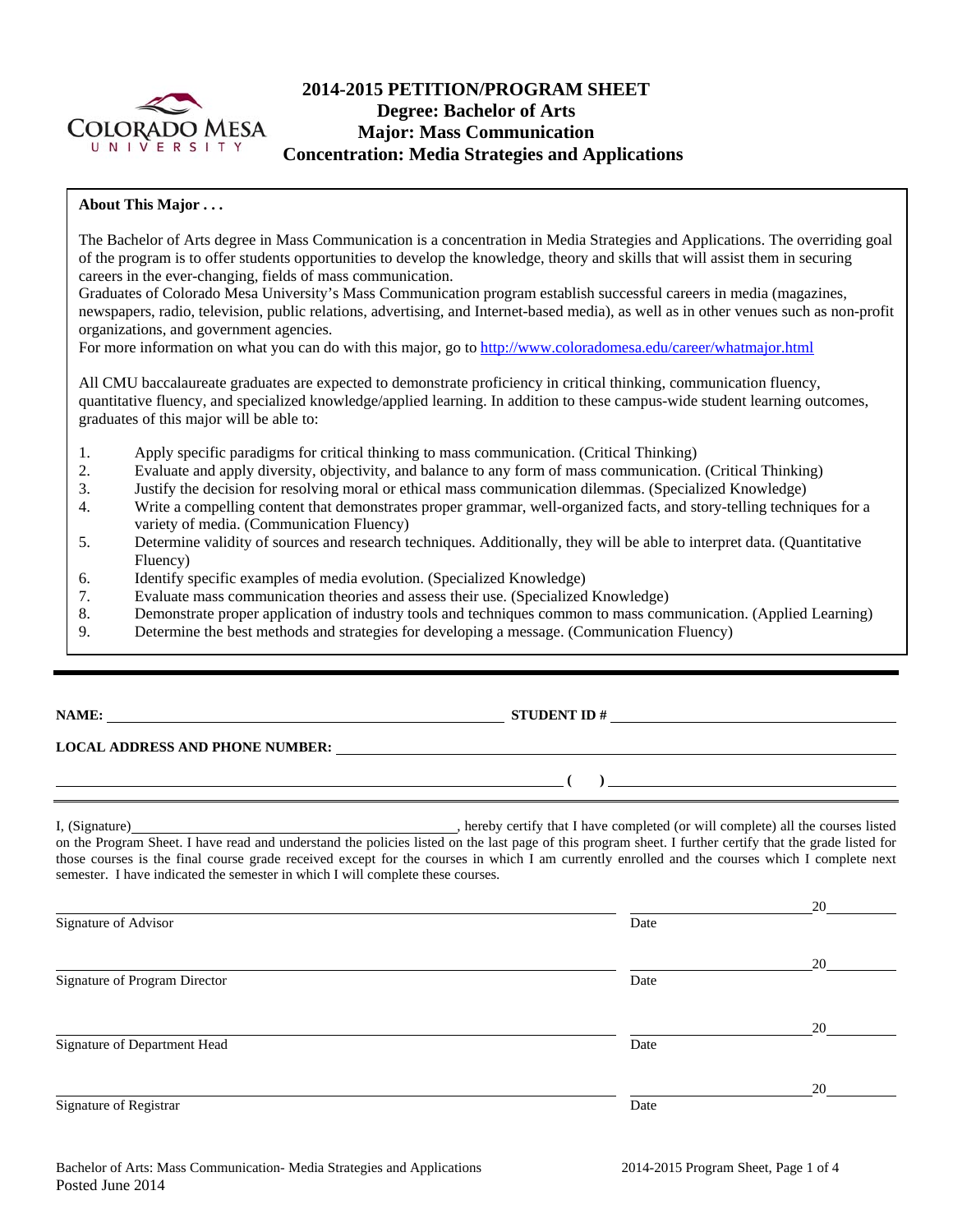# 2014-2015 PETITION/PROGRAM SHEET
## Degree: Bachelor of Arts
## Major: Mass Communication
## Concentration: Media Strategies and Applications

**About This Major . . .**

The Bachelor of Arts degree in Mass Communication is a concentration in Media Strategies and Applications. The overriding goal of the program is to offer students opportunities to develop the knowledge, theory and skills that will assist them in securing careers in the ever-changing, fields of mass communication.
Graduates of Colorado Mesa University's Mass Communication program establish successful careers in media (magazines, newspapers, radio, television, public relations, advertising, and Internet-based media), as well as in other venues such as non-profit organizations, and government agencies.
For more information on what you can do with this major, go to http://www.coloradomesa.edu/career/whatmajor.html

All CMU baccalaureate graduates are expected to demonstrate proficiency in critical thinking, communication fluency, quantitative fluency, and specialized knowledge/applied learning. In addition to these campus-wide student learning outcomes, graduates of this major will be able to:

1. Apply specific paradigms for critical thinking to mass communication. (Critical Thinking)
2. Evaluate and apply diversity, objectivity, and balance to any form of mass communication. (Critical Thinking)
3. Justify the decision for resolving moral or ethical mass communication dilemmas. (Specialized Knowledge)
4. Write a compelling content that demonstrates proper grammar, well-organized facts, and story-telling techniques for a variety of media. (Communication Fluency)
5. Determine validity of sources and research techniques. Additionally, they will be able to interpret data. (Quantitative Fluency)
6. Identify specific examples of media evolution. (Specialized Knowledge)
7. Evaluate mass communication theories and assess their use. (Specialized Knowledge)
8. Demonstrate proper application of industry tools and techniques common to mass communication. (Applied Learning)
9. Determine the best methods and strategies for developing a message. (Communication Fluency)

---

**NAME:** ______________________ **STUDENT ID #** ______________________

**LOCAL ADDRESS AND PHONE NUMBER:** ______________________

______________________ ( ) ______________________

I, (Signature)______________________, hereby certify that I have completed (or will complete) all the courses listed on the Program Sheet. I have read and understand the policies listed on the last page of this program sheet. I further certify that the grade listed for those courses is the final course grade received except for the courses in which I am currently enrolled and the courses which I complete next semester. I have indicated the semester in which I will complete these courses.

______________________ ______________20______
Signature of Advisor Date

______________________ ______________20______
Signature of Program Director Date

______________________ ______________20______
Signature of Department Head Date

______________________ ______________20______
Signature of Registrar Date

Posted June 2014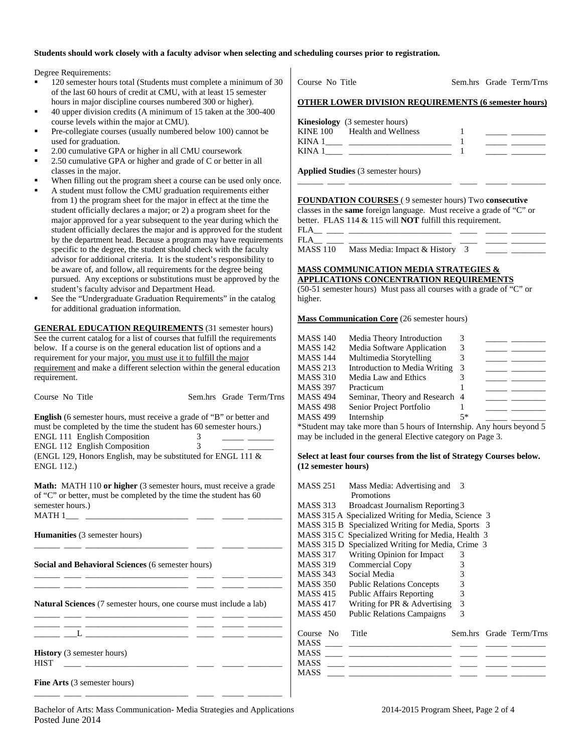**Students should work closely with a faculty advisor when selecting and scheduling courses prior to registration.**

Degree Requirements:

- 120 semester hours total (Students must complete a minimum of 30 of the last 60 hours of credit at CMU, with at least 15 semester hours in major discipline courses numbered 300 or higher).
- 40 upper division credits (A minimum of 15 taken at the 300-400 course levels within the major at CMU).
- Pre-collegiate courses (usually numbered below 100) cannot be used for graduation.
- 2.00 cumulative GPA or higher in all CMU coursework
- 2.50 cumulative GPA or higher and grade of C or better in all classes in the major.
- When filling out the program sheet a course can be used only once.
- A student must follow the CMU graduation requirements either from 1) the program sheet for the major in effect at the time the student officially declares a major; or 2) a program sheet for the major approved for a year subsequent to the year during which the student officially declares the major and is approved for the student by the department head. Because a program may have requirements specific to the degree, the student should check with the faculty advisor for additional criteria. It is the student's responsibility to be aware of, and follow, all requirements for the degree being pursued. Any exceptions or substitutions must be approved by the student's faculty advisor and Department Head.
- See the "Undergraduate Graduation Requirements" in the catalog for additional graduation information.

**GENERAL EDUCATION REQUIREMENTS** (31 semester hours) See the current catalog for a list of courses that fulfill the requirements below. If a course is on the general education list of options and a requirement for your major, you must use it to fulfill the major requirement and make a different selection within the general education requirement.

| Course No | Title | Sem.hrs | Grade | Term/Trns |
|---|---|---|---|---|
| **English** (6 semester hours, must receive a grade of "B" or better and must be completed by the time the student has 60 semester hours.) | | | | |
| ENGL 111 | English Composition | 3 | _____ | ______ |
| ENGL 112 | English Composition | 3 | _____ | ______ |
| (ENGL 129, Honors English, may be substituted for ENGL 111 & ENGL 112.) | | | | |
| **Math:** MATH 110 **or higher** (3 semester hours, must receive a grade of "C" or better, must be completed by the time the student has 60 semester hours.) | | | | |
| MATH 1___ | ________________________ | ____ | _____ | ________ |
| **Humanities** (3 semester hours) | | | | |
| ______ ____ | ________________________ | ____ | _____ | ________ |
| **Social and Behavioral Sciences** (6 semester hours) | | | | |
| ______ ____ | ________________________ | ____ | _____ | ________ |
| ______ ____ | ________________________ | ____ | _____ | ________ |
| **Natural Sciences** (7 semester hours, one course must include a lab) | | | | |
| ______ ____ | ________________________ | ____ | _____ | ________ |
| ______ ____ | ________________________ | ____ | _____ | ________ |
| ______ ___L | ________________________ | ____ | _____ | ________ |
| **History** (3 semester hours) | | | | |
| HIST ____ | ________________________ | ____ | _____ | ________ |
| **Fine Arts** (3 semester hours) | | | | |
| ______ ____ | ________________________ | ____ | _____ | ________ |

**OTHER LOWER DIVISION REQUIREMENTS (6 semester hours)**

| Course No | Title | Sem.hrs | Grade | Term/Trns |
|---|---|---|---|---|
| **Kinesiology** (3 semester hours) | | | | |
| KINE 100 | Health and Wellness | 1 | _____ | ________ |
| KINA 1____ | ________________________ | 1 | _____ | ________ |
| KINA 1____ | ________________________ | 1 | _____ | ________ |
| **Applied Studies** (3 semester hours) | | | | |
| ______ ____ | ________________________ | ____ | _____ | ________ |

**FOUNDATION COURSES** ( 9 semester hours) Two **consecutive** classes in the **same** foreign language. Must receive a grade of "C" or better. FLAS 114 & 115 will **NOT** fulfill this requirement.

| Course No | Title | Sem.hrs | Grade | Term/Trns |
|---|---|---|---|---|
| FLA__ ____ | ________________________ | ____ | _____ | ________ |
| FLA__ ____ | ________________________ | ____ | _____ | ________ |
| MASS 110 | Mass Media: Impact & History | 3 | _____ | ________ |

**MASS COMMUNICATION MEDIA STRATEGIES & APPLICATIONS CONCENTRATION REQUIREMENTS**
(50-51 semester hours) Must pass all courses with a grade of "C" or higher.

**Mass Communication Core** (26 semester hours)

| Course No | Title | Sem.hrs | Grade | Term/Trns |
|---|---|---|---|---|
| MASS 140 | Media Theory Introduction | 3 | _____ | ________ |
| MASS 142 | Media Software Application | 3 | _____ | ________ |
| MASS 144 | Multimedia Storytelling | 3 | _____ | ________ |
| MASS 213 | Introduction to Media Writing | 3 | _____ | ________ |
| MASS 310 | Media Law and Ethics | 3 | _____ | ________ |
| MASS 397 | Practicum | 1 | _____ | ________ |
| MASS 494 | Seminar, Theory and Research | 4 | _____ | ________ |
| MASS 498 | Senior Project Portfolio | 1 | _____ | ________ |
| MASS 499 | Internship | 5* | _____ | ________ |

*Student may take more than 5 hours of Internship. Any hours beyond 5 may be included in the general Elective category on Page 3.

**Select at least four courses from the list of Strategy Courses below. (12 semester hours)**

| Course No | Title | Sem.hrs |
|---|---|---|
| MASS 251 | Mass Media: Advertising and Promotions | 3 |
| MASS 313 | Broadcast Journalism Reporting | 3 |
| MASS 315 A | Specialized Writing for Media, Science | 3 |
| MASS 315 B | Specialized Writing for Media, Sports | 3 |
| MASS 315 C | Specialized Writing for Media, Health | 3 |
| MASS 315 D | Specialized Writing for Media, Crime | 3 |
| MASS 317 | Writing Opinion for Impact | 3 |
| MASS 319 | Commercial Copy | 3 |
| MASS 343 | Social Media | 3 |
| MASS 350 | Public Relations Concepts | 3 |
| MASS 415 | Public Affairs Reporting | 3 |
| MASS 417 | Writing for PR & Advertising | 3 |
| MASS 450 | Public Relations Campaigns | 3 |

| Course No | Title | Sem.hrs | Grade | Term/Trns |
|---|---|---|---|---|
| MASS ____ | ________________________ | ____ | _____ | ________ |
| MASS ____ | ________________________ | ____ | _____ | ________ |
| MASS ____ | ________________________ | ____ | _____ | ________ |
| MASS ____ | ________________________ | ____ | _____ | ________ |

Bachelor of Arts: Mass Communication- Media Strategies and Applications
Posted June 2014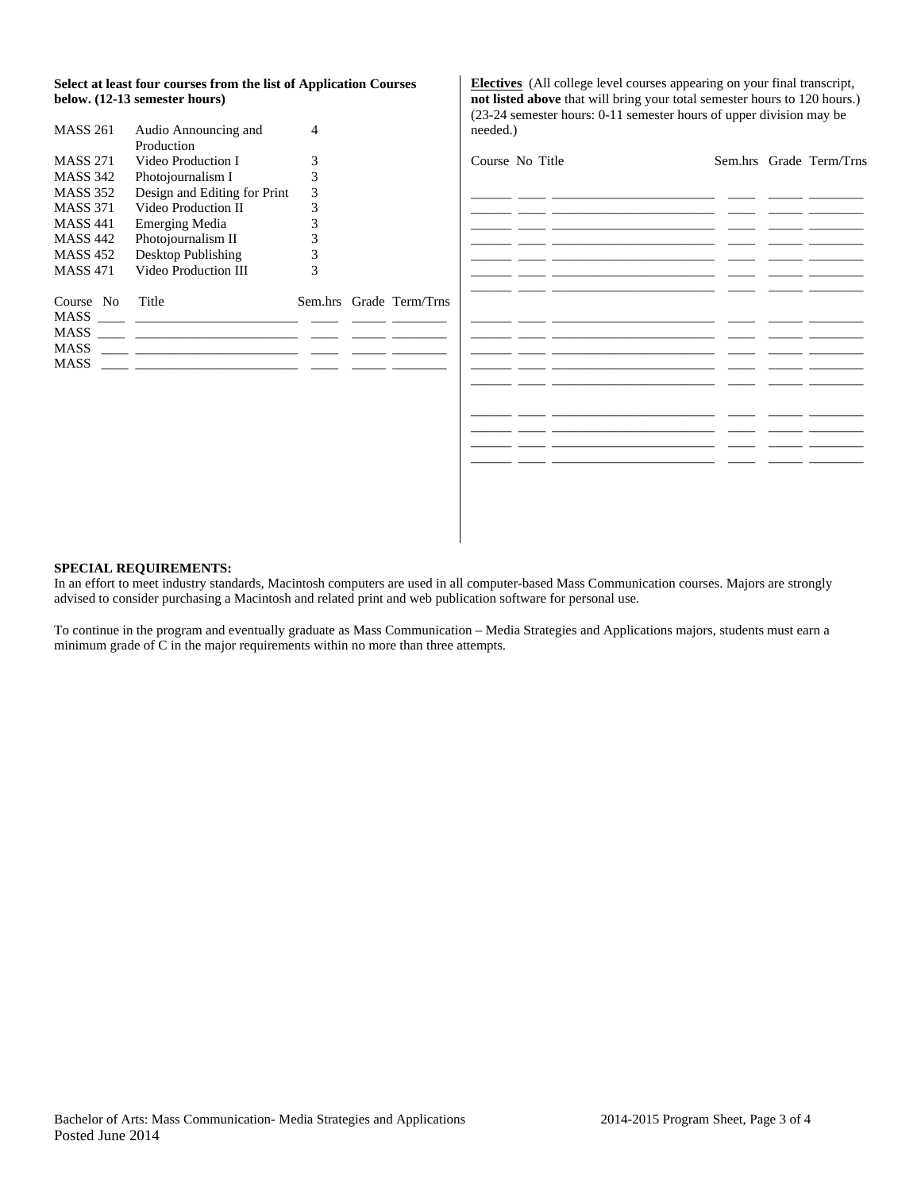**Select at least four courses from the list of Application Courses below. (12-13 semester hours)**

| | | |
|---|---|---|
| MASS 261 | Audio Announcing and Production | 4 |
| MASS 271 | Video Production I | 3 |
| MASS 342 | Photojournalism I | 3 |
| MASS 352 | Design and Editing for Print | 3 |
| MASS 371 | Video Production II | 3 |
| MASS 441 | Emerging Media | 3 |
| MASS 442 | Photojournalism II | 3 |
| MASS 452 | Desktop Publishing | 3 |
| MASS 471 | Video Production III | 3 |

| Course | No | Title | Sem.hrs | Grade | Term/Trns |
|---|---|---|---|---|---|
| MASS | ____ | ________________________ | ____ | _____ | ________ |
| MASS | ____ | ________________________ | ____ | _____ | ________ |
| MASS | ____ | ________________________ | ____ | _____ | ________ |
| MASS | ____ | ________________________ | ____ | _____ | ________ |

**Electives** (All college level courses appearing on your final transcript, **not listed above** that will bring your total semester hours to 120 hours.) (23-24 semester hours: 0-11 semester hours of upper division may be needed.)

| Course | No | Title | Sem.hrs | Grade | Term/Trns |
|---|---|---|---|---|---|
| ______ | ____ | ________________________ | ____ | _____ | ________ |
| ______ | ____ | ________________________ | ____ | _____ | ________ |
| ______ | ____ | ________________________ | ____ | _____ | ________ |
| ______ | ____ | ________________________ | ____ | _____ | ________ |
| ______ | ____ | ________________________ | ____ | _____ | ________ |
| ______ | ____ | ________________________ | ____ | _____ | ________ |
| ______ | ____ | ________________________ | ____ | _____ | ________ |
| ______ | ____ | ________________________ | ____ | _____ | ________ |
| ______ | ____ | ________________________ | ____ | _____ | ________ |
| ______ | ____ | ________________________ | ____ | _____ | ________ |
| ______ | ____ | ________________________ | ____ | _____ | ________ |
| ______ | ____ | ________________________ | ____ | _____ | ________ |
| ______ | ____ | ________________________ | ____ | _____ | ________ |
| ______ | ____ | ________________________ | ____ | _____ | ________ |
| ______ | ____ | ________________________ | ____ | _____ | ________ |
| ______ | ____ | ________________________ | ____ | _____ | ________ |

**SPECIAL REQUIREMENTS:**

In an effort to meet industry standards, Macintosh computers are used in all computer-based Mass Communication courses. Majors are strongly advised to consider purchasing a Macintosh and related print and web publication software for personal use.

To continue in the program and eventually graduate as Mass Communication – Media Strategies and Applications majors, students must earn a minimum grade of C in the major requirements within no more than three attempts.

Bachelor of Arts: Mass Communication- Media Strategies and Applications

Posted June 2014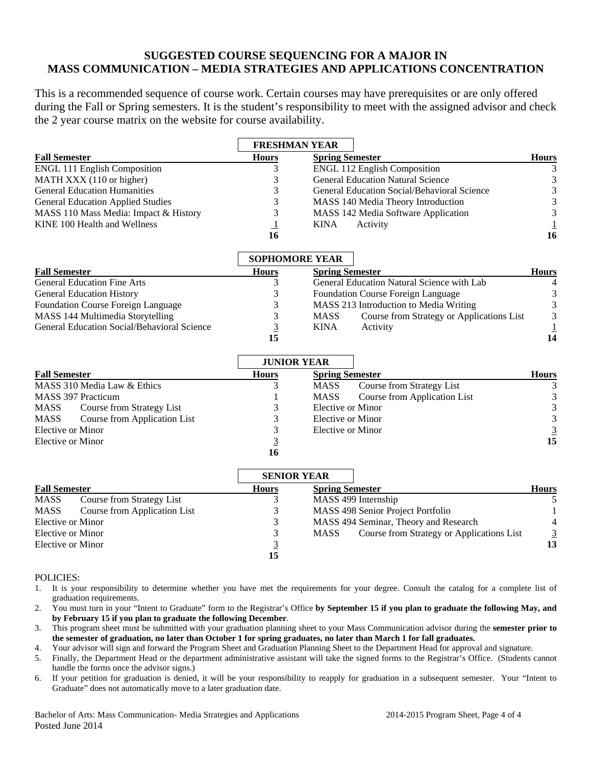# SUGGESTED COURSE SEQUENCING FOR A MAJOR IN MASS COMMUNICATION – MEDIA STRATEGIES AND APPLICATIONS CONCENTRATION

This is a recommended sequence of course work. Certain courses may have prerequisites or are only offered during the Fall or Spring semesters. It is the student's responsibility to meet with the assigned advisor and check the 2 year course matrix on the website for course availability.

## FRESHMAN YEAR

| Fall Semester | Hours | Spring Semester | Hours |
|---|---|---|---|
| ENGL 111 English Composition | 3 | ENGL 112 English Composition | 3 |
| MATH XXX (110 or higher) | 3 | General Education Natural Science | 3 |
| General Education Humanities | 3 | General Education Social/Behavioral Science | 3 |
| General Education Applied Studies | 3 | MASS 140 Media Theory Introduction | 3 |
| MASS 110 Mass Media: Impact & History | 3 | MASS 142 Media Software Application | 3 |
| KINE 100 Health and Wellness | 1 | KINA Activity | 1 |
| | **16** | | **16** |

## SOPHOMORE YEAR

| Fall Semester | Hours | Spring Semester | Hours |
|---|---|---|---|
| General Education Fine Arts | 3 | General Education Natural Science with Lab | 4 |
| General Education History | 3 | Foundation Course Foreign Language | 3 |
| Foundation Course Foreign Language | 3 | MASS 213 Introduction to Media Writing | 3 |
| MASS 144 Multimedia Storytelling | 3 | MASS Course from Strategy or Applications List | 3 |
| General Education Social/Behavioral Science | 3 | KINA Activity | 1 |
| | **15** | | **14** |

## JUNIOR YEAR

| Fall Semester | Hours | Spring Semester | Hours |
|---|---|---|---|
| MASS 310 Media Law & Ethics | 3 | MASS Course from Strategy List | 3 |
| MASS 397 Practicum | 1 | MASS Course from Application List | 3 |
| MASS Course from Strategy List | 3 | Elective or Minor | 3 |
| MASS Course from Application List | 3 | Elective or Minor | 3 |
| Elective or Minor | 3 | Elective or Minor | 3 |
| Elective or Minor | 3 | | **15** |
| | **16** | | |

## SENIOR YEAR

| Fall Semester | Hours | Spring Semester | Hours |
|---|---|---|---|
| MASS Course from Strategy List | 3 | MASS 499 Internship | 5 |
| MASS Course from Application List | 3 | MASS 498 Senior Project Portfolio | 1 |
| Elective or Minor | 3 | MASS 494 Seminar, Theory and Research | 4 |
| Elective or Minor | 3 | MASS Course from Strategy or Applications List | 3 |
| Elective or Minor | 3 | | **13** |
| | **15** | | |

POLICIES:

1. It is your responsibility to determine whether you have met the requirements for your degree. Consult the catalog for a complete list of graduation requirements.
2. You must turn in your "Intent to Graduate" form to the Registrar's Office **by September 15 if you plan to graduate the following May, and by February 15 if you plan to graduate the following December**.
3. This program sheet must be submitted with your graduation planning sheet to your Mass Communication advisor during the **semester prior to the semester of graduation, no later than October 1 for spring graduates, no later than March 1 for fall graduates.**
4. Your advisor will sign and forward the Program Sheet and Graduation Planning Sheet to the Department Head for approval and signature.
5. Finally, the Department Head or the department administrative assistant will take the signed forms to the Registrar's Office. (Students cannot handle the forms once the advisor signs.)
6. If your petition for graduation is denied, it will be your responsibility to reapply for graduation in a subsequent semester. Your "Intent to Graduate" does not automatically move to a later graduation date.

Bachelor of Arts: Mass Communication- Media Strategies and Applications
Posted June 2014